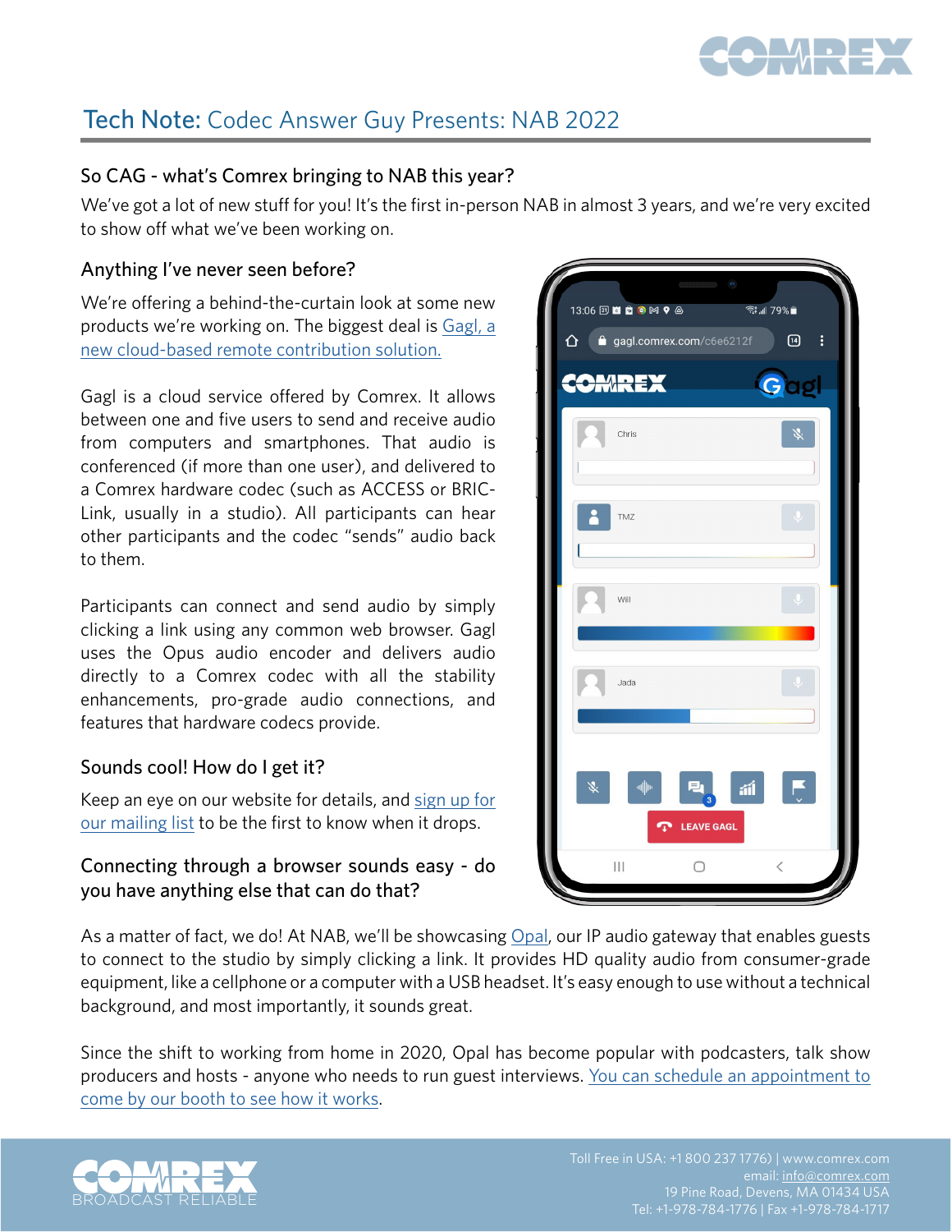# Tech Note: Codec Answer Guy Presents: NAB 2022

## So CAG - what's Comrex bringing to NAB this year?

We've got a lot of new stuff for you! It's the first in-person NAB in almost 3 years, and we're very excited to show off what we've been working on.

## Anything I've never seen before?

We're offering a behind-the-curtain look at some new products we're working on. The biggest deal is Gagl, a new cloud-based remote contribution solution.

Gagl is a cloud service offered by Comrex. It allows between one and five users to send and receive audio from computers and smartphones. That audio is conferenced (if more than one user), and delivered to a Comrex hardware codec (such as ACCESS or BRIC-Link, usually in a studio). All participants can hear other participants and the codec "sends" audio back to them.

Participants can connect and send audio by simply clicking a link using any common web browser. Gagl uses the Opus audio encoder and delivers audio directly to a Comrex codec with all the stability enhancements, pro-grade audio connections, and features that hardware codecs provide.

## Sounds cool! How do I get it?

Keep an eye on our website for details, and sign up for our mailing list to be the first to know when it drops.

## Connecting through a browser sounds easy - do you have anything else that can do that?

As a matter of fact, we do! At NAB, we'll be showcasing Opal, our IP audio gateway that enables guests to connect to the studio by simply clicking a link. It provides HD quality audio from consumer-grade equipment, like a cellphone or a computer with a USB headset. It's easy enough to use without a technical background, and most importantly, it sounds great.

Since the shift to working from home in 2020, Opal has become popular with podcasters, talk show producers and hosts - anyone who needs to run guest interviews. You can schedule an appointment to come by our booth to see how it works.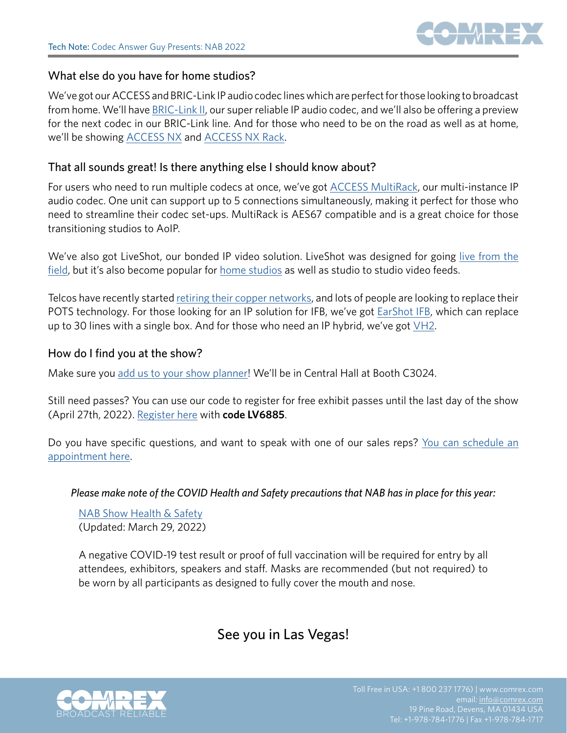## What else do you have for home studios?

We've got our ACCESS and BRIC-Link IP audio codec lines which are perfect for those looking to broadcast from home. We'll have BRIC-Link II, our super reliable IP audio codec, and we'll also be offering a preview for the next codec in our BRIC-Link line. And for those who need to be on the road as well as at home, we'll be showing ACCESS NX and ACCESS NX Rack.

## That all sounds great! Is there anything else I should know about?

For users who need to run multiple codecs at once, we've got ACCESS MultiRack, our multi-instance IP audio codec. One unit can support up to 5 connections simultaneously, making it perfect for those who need to streamline their codec set-ups. MultiRack is AES67 compatible and is a great choice for those transitioning studios to AoIP.

We've also got LiveShot, our bonded IP video solution. LiveShot was designed for going live from the field, but it's also become popular for home studios as well as studio to studio video feeds.

Telcos have recently started retiring their copper networks, and lots of people are looking to replace their POTS technology. For those looking for an IP solution for IFB, we've got EarShot IFB, which can replace up to 30 lines with a single box. And for those who need an IP hybrid, we've got VH2.

## How do I find you at the show?

Make sure you add us to your show planner! We'll be in Central Hall at Booth C3024.

Still need passes? You can use our code to register for free exhibit passes until the last day of the show (April 27th, 2022). Register here with **code LV6885**.

Do you have specific questions, and want to speak with one of our sales reps? You can schedule an appointment here.

*Please make note of the COVID Health and Safety precautions that NAB has in place for this year:*

> NAB Show Health & Safety
> (Updated: March 29, 2022)
>
> A negative COVID-19 test result or proof of full vaccination will be required for entry by all attendees, exhibitors, speakers and staff. Masks are recommended (but not required) to be worn by all participants as designed to fully cover the mouth and nose.

## See you in Las Vegas!

COMREX BROADCAST RELIABLE

Toll Free in USA: +1 800 237 1776) | www.comrex.com
email: info@comrex.com
19 Pine Road, Devens, MA 01434 USA
Tel: +1-978-784-1776 | Fax +1-978-784-1717